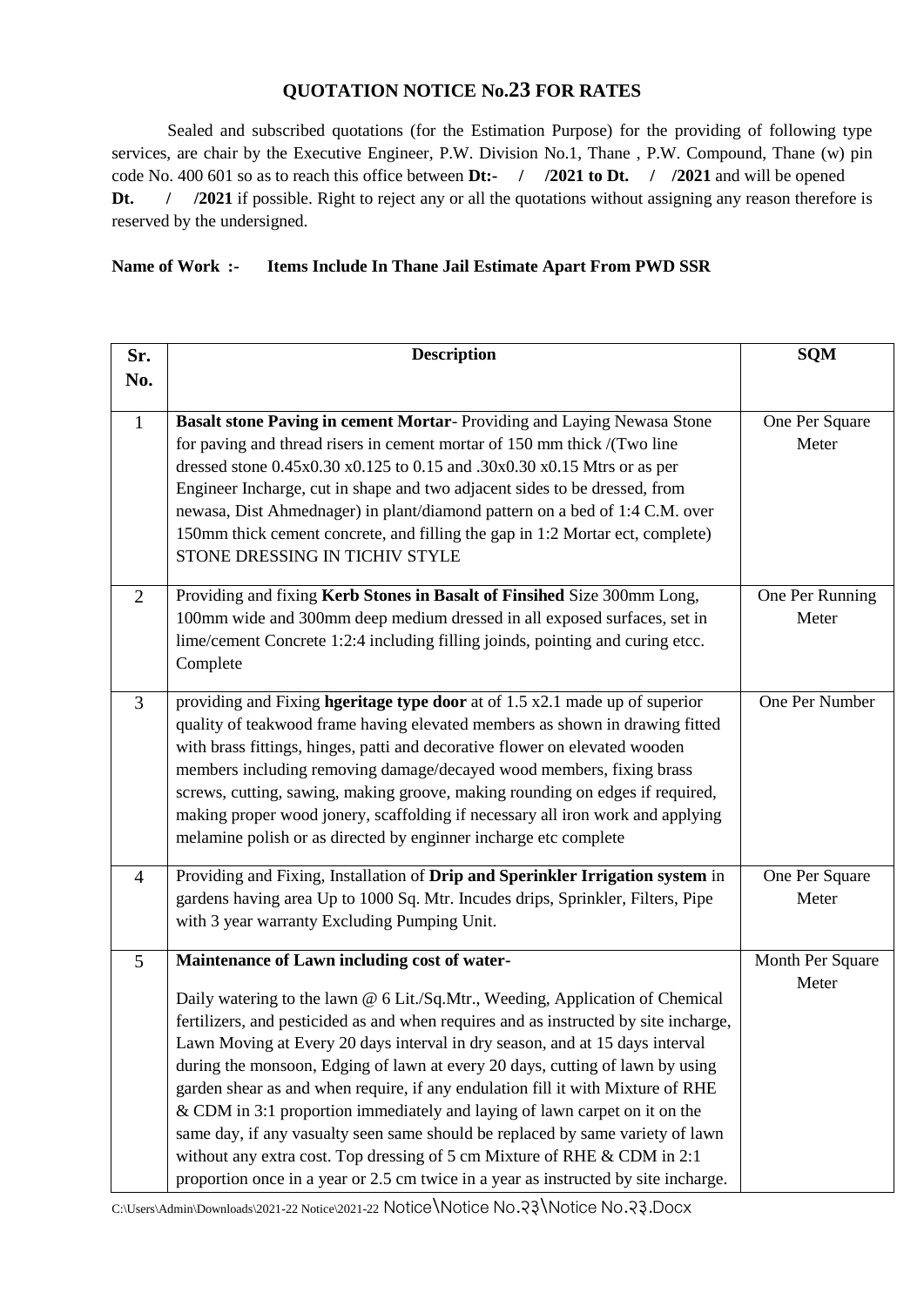## QUOTATION NOTICE No.23 FOR RATES

Sealed and subscribed quotations (for the Estimation Purpose) for the providing of following type services, are chair by the Executive Engineer, P.W. Division No.1, Thane , P.W. Compound, Thane (w) pin code No. 400 601 so as to reach this office between **Dt:- / /2021 to Dt. / /2021** and will be opened **Dt. / /2021** if possible. Right to reject any or all the quotations without assigning any reason therefore is reserved by the undersigned.

**Name of Work :- Items Include In Thane Jail Estimate Apart From PWD SSR**

| Sr. No. | Description | SQM |
|---|---|---|
| 1 | **Basalt stone Paving in cement Mortar**- Providing and Laying Newasa Stone for paving and thread risers in cement mortar of 150 mm thick /(Two line dressed stone 0.45x0.30 x0.125 to 0.15 and .30x0.30 x0.15 Mtrs or as per Engineer Incharge, cut in shape and two adjacent sides to be dressed, from newasa, Dist Ahmednager) in plant/diamond pattern on a bed of 1:4 C.M. over 150mm thick cement concrete, and filling the gap in 1:2 Mortar ect, complete) STONE DRESSING IN TICHIV STYLE | One Per Square Meter |
| 2 | Providing and fixing **Kerb Stones in Basalt of Finsihed** Size 300mm Long, 100mm wide and 300mm deep medium dressed in all exposed surfaces, set in lime/cement Concrete 1:2:4 including filling joinds, pointing and curing etcc. Complete | One Per Running Meter |
| 3 | providing and Fixing **hgeritage type door** at of 1.5 x2.1 made up of superior quality of teakwood frame having elevated members as shown in drawing fitted with brass fittings, hinges, patti and decorative flower on elevated wooden members including removing damage/decayed wood members, fixing brass screws, cutting, sawing, making groove, making rounding on edges if required, making proper wood jonery, scaffolding if necessary all iron work and applying melamine polish or as directed by enginner incharge etc complete | One Per Number |
| 4 | Providing and Fixing, Installation of **Drip and Sperinkler Irrigation system** in gardens having area Up to 1000 Sq. Mtr. Incudes drips, Sprinkler, Filters, Pipe with 3 year warranty Excluding Pumping Unit. | One Per Square Meter |
| 5 | **Maintenance of Lawn including cost of water-** <br><br> Daily watering to the lawn @ 6 Lit./Sq.Mtr., Weeding, Application of Chemical fertilizers, and pesticided as and when requires and as instructed by site incharge, Lawn Moving at Every 20 days interval in dry season, and at 15 days interval during the monsoon, Edging of lawn at every 20 days, cutting of lawn by using garden shear as and when require, if any endulation fill it with Mixture of RHE & CDM in 3:1 proportion immediately and laying of lawn carpet on it on the same day, if any vasualty seen same should be replaced by same variety of lawn without any extra cost. Top dressing of 5 cm Mixture of RHE & CDM in 2:1 proportion once in a year or 2.5 cm twice in a year as instructed by site incharge. | Month Per Square Meter |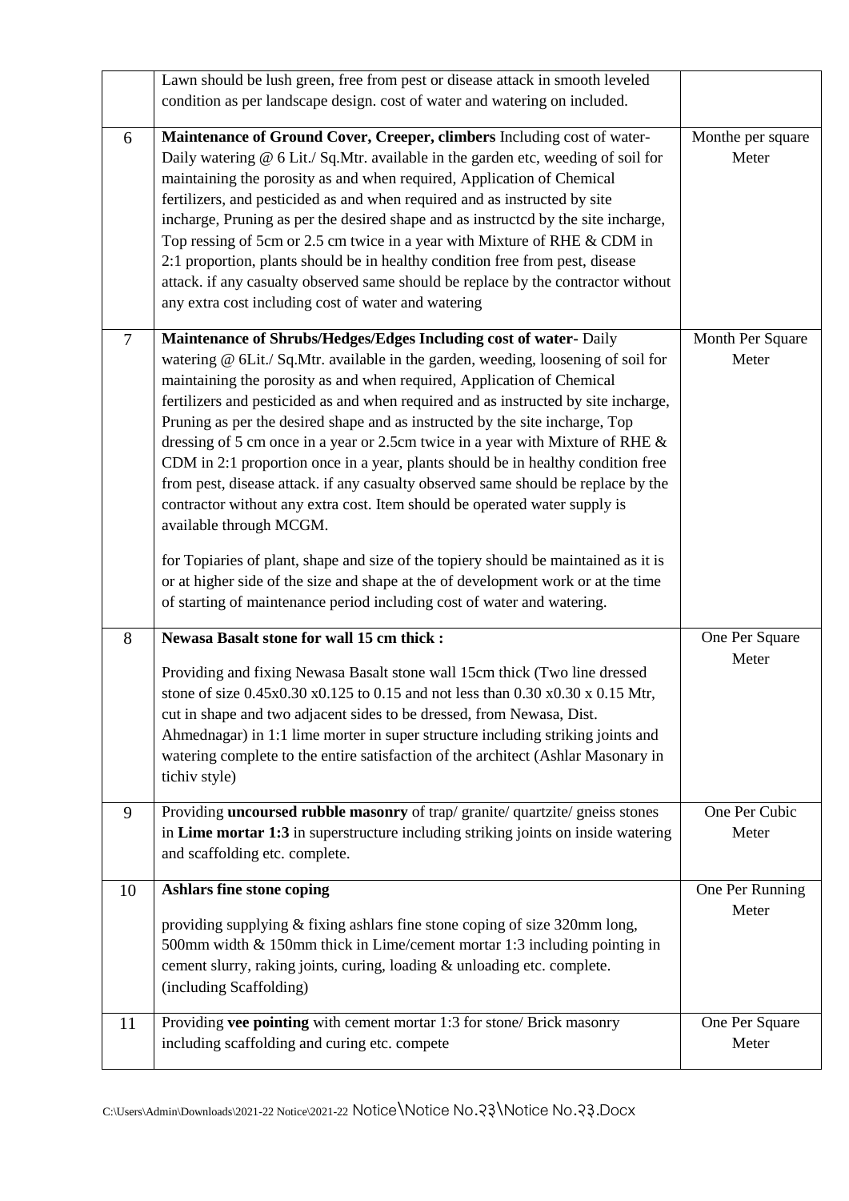| | | |
|---|---|---|
| | Lawn should be lush green, free from pest or disease attack in smooth leveled condition as per landscape design. cost of water and watering on included. | |
| 6 | **Maintenance of Ground Cover, Creeper, climbers** Including cost of water- Daily watering @ 6 Lit./ Sq.Mtr. available in the garden etc, weeding of soil for maintaining the porosity as and when required, Application of Chemical fertilizers, and pesticided as and when required and as instructed by site incharge, Pruning as per the desired shape and as instructcd by the site incharge, Top ressing of 5cm or 2.5 cm twice in a year with Mixture of RHE & CDM in 2:1 proportion, plants should be in healthy condition free from pest, disease attack. if any casualty observed same should be replace by the contractor without any extra cost including cost of water and watering | Monthe per square Meter |
| 7 | **Maintenance of Shrubs/Hedges/Edges Including cost of water-** Daily watering @ 6Lit./ Sq.Mtr. available in the garden, weeding, loosening of soil for maintaining the porosity as and when required, Application of Chemical fertilizers and pesticided as and when required and as instructed by site incharge, Pruning as per the desired shape and as instructed by the site incharge, Top dressing of 5 cm once in a year or 2.5cm twice in a year with Mixture of RHE & CDM in 2:1 proportion once in a year, plants should be in healthy condition free from pest, disease attack. if any casualty observed same should be replace by the contractor without any extra cost. Item should be operated water supply is available through MCGM.<br><br>for Topiaries of plant, shape and size of the topiery should be maintained as it is or at higher side of the size and shape at the of development work or at the time of starting of maintenance period including cost of water and watering. | Month Per Square Meter |
| 8 | **Newasa Basalt stone for wall 15 cm thick :**<br><br>Providing and fixing Newasa Basalt stone wall 15cm thick (Two line dressed stone of size 0.45x0.30 x0.125 to 0.15 and not less than 0.30 x0.30 x 0.15 Mtr, cut in shape and two adjacent sides to be dressed, from Newasa, Dist. Ahmednagar) in 1:1 lime morter in super structure including striking joints and watering complete to the entire satisfaction of the architect (Ashlar Masonary in tichiv style) | One Per Square Meter |
| 9 | Providing **uncoursed rubble masonry** of trap/ granite/ quartzite/ gneiss stones in **Lime mortar 1:3** in superstructure including striking joints on inside watering and scaffolding etc. complete. | One Per Cubic Meter |
| 10 | **Ashlars fine stone coping**<br><br>providing supplying & fixing ashlars fine stone coping of size 320mm long, 500mm width & 150mm thick in Lime/cement mortar 1:3 including pointing in cement slurry, raking joints, curing, loading & unloading etc. complete. (including Scaffolding) | One Per Running Meter |
| 11 | Providing **vee pointing** with cement mortar 1:3 for stone/ Brick masonry including scaffolding and curing etc. compete | One Per Square Meter |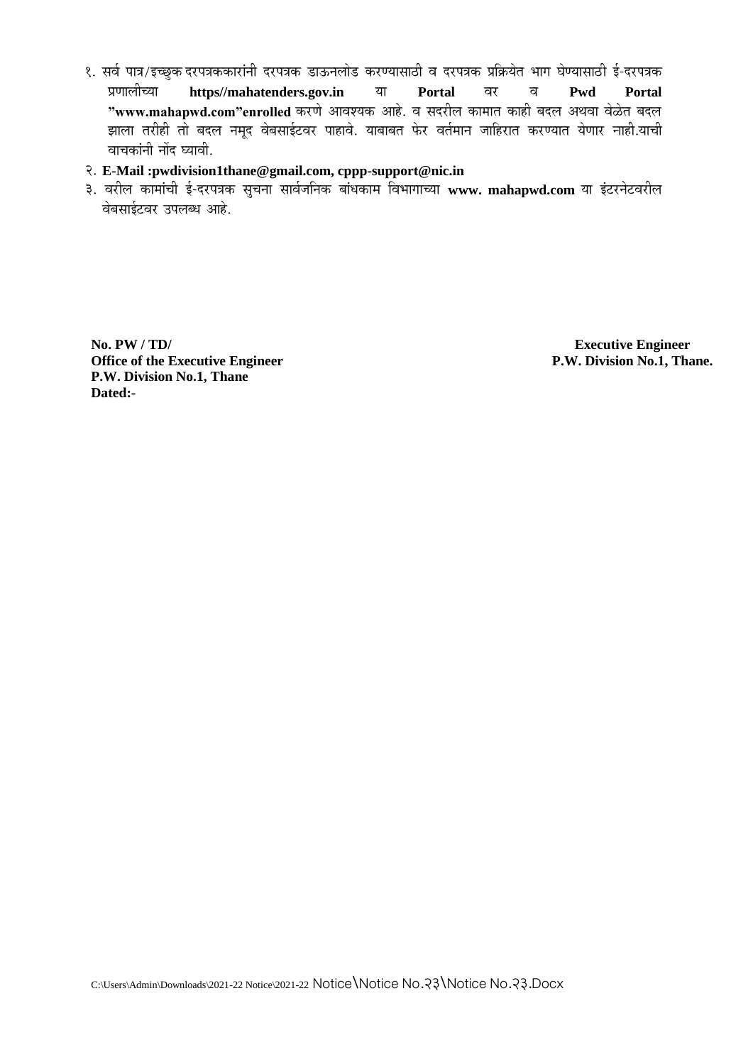१. सर्व पात्र/इच्छुक दरपत्रककारांनी दरपत्रक डाऊनलोड करण्यासाठी व दरपत्रक प्रक्रियेत भाग घेण्यासाठी ई-दरपत्रक प्रणालीच्या **https//mahatenders.gov.in** या **Portal** वर व **Pwd Portal "www.mahapwd.com"enrolled** करणे आवश्यक आहे. व सदरील कामात काही बदल अथवा वेळेत बदल झाला तरीही तो बदल नमूद वेबसाईटवर पाहावे. याबाबत फेर वर्तमान जाहिरात करण्यात येणार नाही.याची वाचकांनी नोंद घ्यावी.

२. **E-Mail :pwdivision1thane@gmail.com, cppp-support@nic.in**

३. वरील कामांची ई-दरपत्रक सुचना सार्वजनिक बांधकाम विभागाच्या **www. mahapwd.com** या इंटरनेटवरील वेबसाईटवर उपलब्ध आहे.

**Executive Engineer**
**P.W. Division No.1, Thane.**

**No. PW / TD/**
**Office of the Executive Engineer**
**P.W. Division No.1, Thane**
**Dated:-**

C:\Users\Admin\Downloads\2021-22 Notice\2021-22 Notice\Notice No.२३\Notice No.२३.Docx